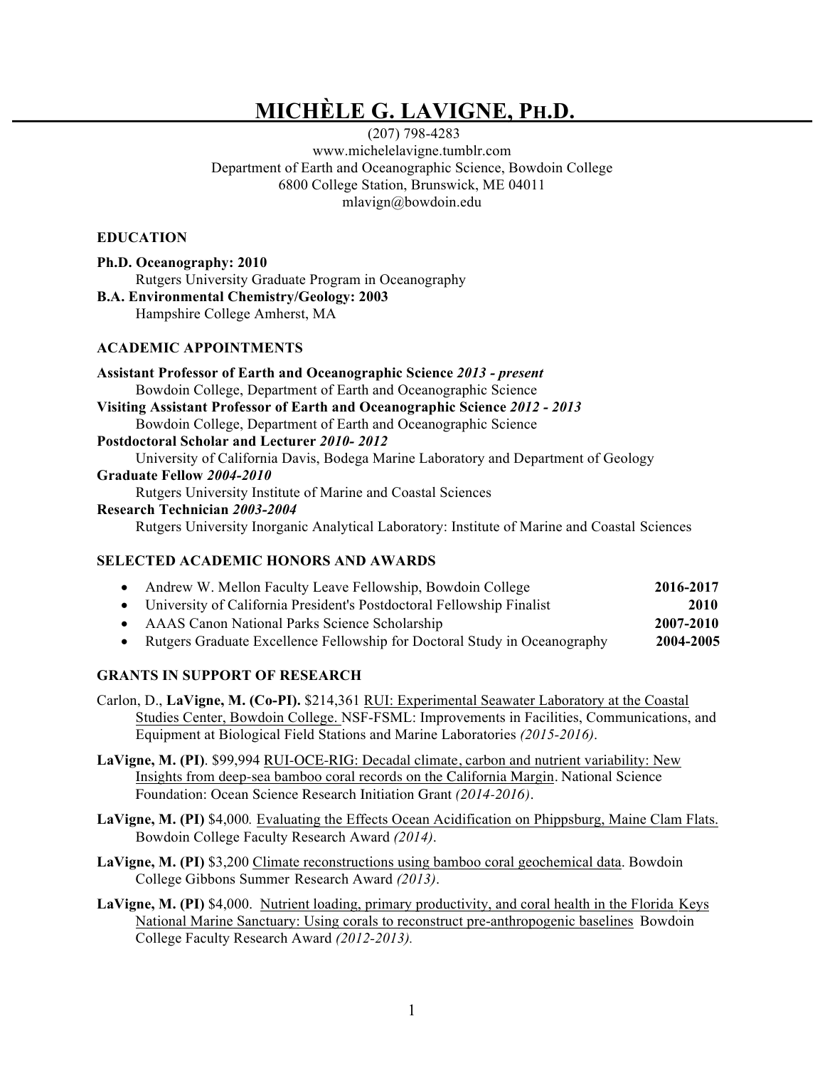# MICHÈLE G. LAVIGNE, PH.D.

(207) 798-4283
www.michelelavigne.tumblr.com
Department of Earth and Oceanographic Science, Bowdoin College
6800 College Station, Brunswick, ME 04011
mlavign@bowdoin.edu

## EDUCATION

**Ph.D. Oceanography: 2010**
Rutgers University Graduate Program in Oceanography

**B.A. Environmental Chemistry/Geology: 2003**
Hampshire College Amherst, MA

## ACADEMIC APPOINTMENTS

**Assistant Professor of Earth and Oceanographic Science *2013 - present***
Bowdoin College, Department of Earth and Oceanographic Science

**Visiting Assistant Professor of Earth and Oceanographic Science *2012 - 2013***
Bowdoin College, Department of Earth and Oceanographic Science

**Postdoctoral Scholar and Lecturer *2010- 2012***
University of California Davis, Bodega Marine Laboratory and Department of Geology

**Graduate Fellow *2004-2010***
Rutgers University Institute of Marine and Coastal Sciences

**Research Technician *2003-2004***
Rutgers University Inorganic Analytical Laboratory: Institute of Marine and Coastal Sciences

## SELECTED ACADEMIC HONORS AND AWARDS

- Andrew W. Mellon Faculty Leave Fellowship, Bowdoin College **2016-2017**
- University of California President's Postdoctoral Fellowship Finalist **2010**
- AAAS Canon National Parks Science Scholarship **2007-2010**
- Rutgers Graduate Excellence Fellowship for Doctoral Study in Oceanography **2004-2005**

## GRANTS IN SUPPORT OF RESEARCH

Carlon, D., **LaVigne, M. (Co-PI).** $214,361 RUI: Experimental Seawater Laboratory at the Coastal Studies Center, Bowdoin College. NSF-FSML: Improvements in Facilities, Communications, and Equipment at Biological Field Stations and Marine Laboratories *(2015-2016)*.

**LaVigne, M. (PI)**. $99,994 RUI-OCE-RIG: Decadal climate, carbon and nutrient variability: New Insights from deep-sea bamboo coral records on the California Margin. National Science Foundation: Ocean Science Research Initiation Grant *(2014-2016)*.

**LaVigne, M. (PI)** $4,000*.* Evaluating the Effects Ocean Acidification on Phippsburg, Maine Clam Flats. Bowdoin College Faculty Research Award *(2014)*.

**LaVigne, M. (PI)** $3,200 Climate reconstructions using bamboo coral geochemical data. Bowdoin College Gibbons Summer Research Award *(2013)*.

**LaVigne, M. (PI)** $4,000. Nutrient loading, primary productivity, and coral health in the Florida Keys National Marine Sanctuary: Using corals to reconstruct pre-anthropogenic baselines Bowdoin College Faculty Research Award *(2012-2013).*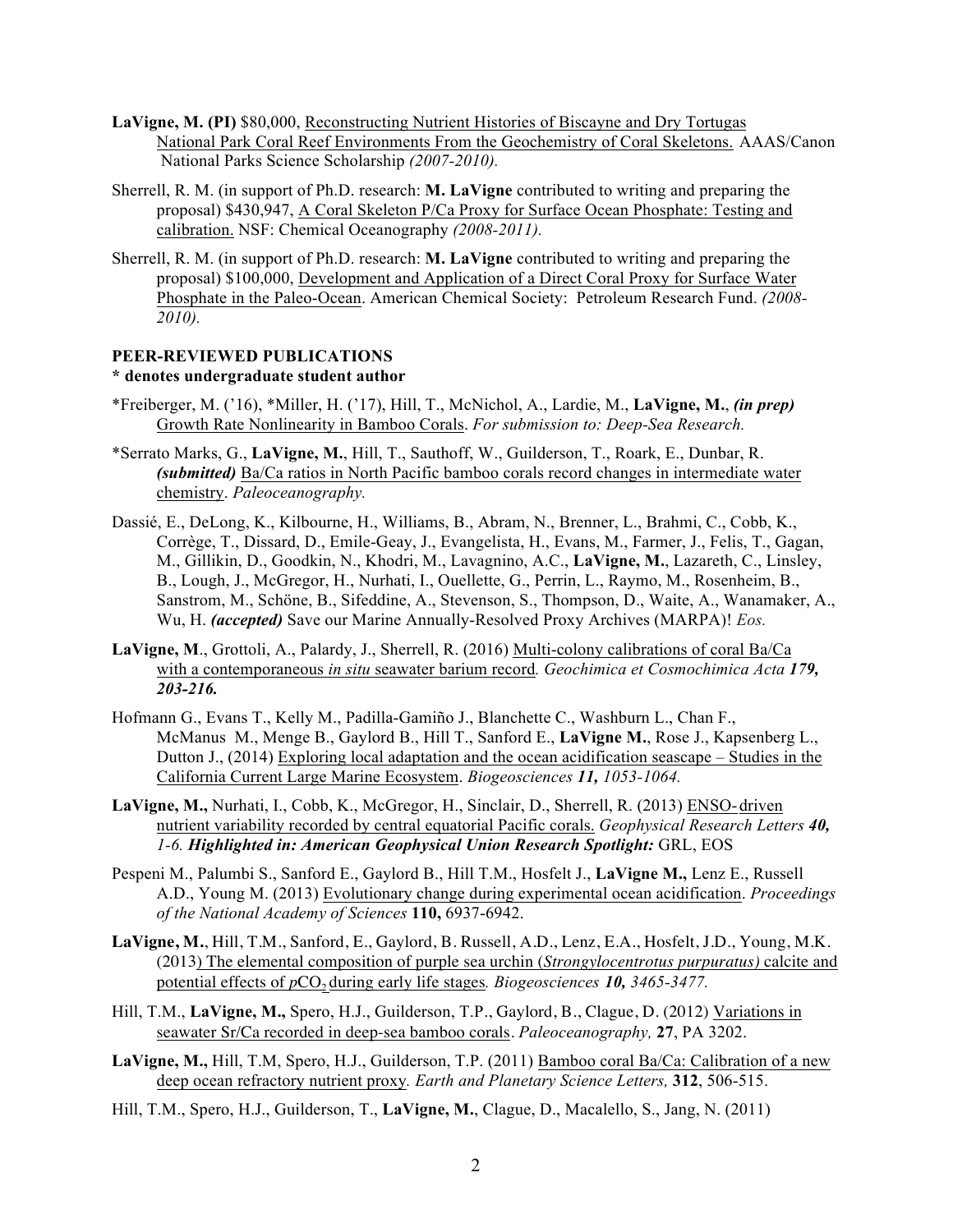**LaVigne, M. (PI)** $80,000, Reconstructing Nutrient Histories of Biscayne and Dry Tortugas National Park Coral Reef Environments From the Geochemistry of Coral Skeletons. AAAS/Canon National Parks Science Scholarship *(2007-2010).*

Sherrell, R. M. (in support of Ph.D. research: **M. LaVigne** contributed to writing and preparing the proposal) $430,947, A Coral Skeleton P/Ca Proxy for Surface Ocean Phosphate: Testing and calibration. NSF: Chemical Oceanography *(2008-2011).*

Sherrell, R. M. (in support of Ph.D. research: **M. LaVigne** contributed to writing and preparing the proposal) $100,000, Development and Application of a Direct Coral Proxy for Surface Water Phosphate in the Paleo-Ocean. American Chemical Society: Petroleum Research Fund. *(2008-2010).*

## PEER-REVIEWED PUBLICATIONS

**\* denotes undergraduate student author**

*Freiberger, M. ('16), *Miller, H. ('17), Hill, T., McNichol, A., Lardie, M., **LaVigne, M.**, ***(in prep)*** Growth Rate Nonlinearity in Bamboo Corals. *For submission to: Deep-Sea Research.*

*Serrato Marks, G., **LaVigne, M.**, Hill, T., Sauthoff, W., Guilderson, T., Roark, E., Dunbar, R. ***(submitted)*** Ba/Ca ratios in North Pacific bamboo corals record changes in intermediate water chemistry. *Paleoceanography.*

Dassié, E., DeLong, K., Kilbourne, H., Williams, B., Abram, N., Brenner, L., Brahmi, C., Cobb, K., Corrège, T., Dissard, D., Emile-Geay, J., Evangelista, H., Evans, M., Farmer, J., Felis, T., Gagan, M., Gillikin, D., Goodkin, N., Khodri, M., Lavagnino, A.C., **LaVigne, M.**, Lazareth, C., Linsley, B., Lough, J., McGregor, H., Nurhati, I., Ouellette, G., Perrin, L., Raymo, M., Rosenheim, B., Sanstrom, M., Schöne, B., Sifeddine, A., Stevenson, S., Thompson, D., Waite, A., Wanamaker, A., Wu, H. ***(accepted)*** Save our Marine Annually-Resolved Proxy Archives (MARPA)! *Eos.*

**LaVigne, M**., Grottoli, A., Palardy, J., Sherrell, R. (2016) Multi-colony calibrations of coral Ba/Ca with a contemporaneous *in situ* seawater barium record*. Geochimica et Cosmochimica Acta* ***179, 203-216.***

Hofmann G., Evans T., Kelly M., Padilla-Gamiño J., Blanchette C., Washburn L., Chan F., McManus M., Menge B., Gaylord B., Hill T., Sanford E., **LaVigne M.**, Rose J., Kapsenberg L., Dutton J., (2014) Exploring local adaptation and the ocean acidification seascape – Studies in the California Current Large Marine Ecosystem. *Biogeosciences* ***11,*** *1053-1064.*

**LaVigne, M.,** Nurhati, I., Cobb, K., McGregor, H., Sinclair, D., Sherrell, R. (2013) ENSO-driven nutrient variability recorded by central equatorial Pacific corals. *Geophysical Research Letters* ***40,*** *1-6.* ***Highlighted in: American Geophysical Union Research Spotlight:*** GRL, EOS

Pespeni M., Palumbi S., Sanford E., Gaylord B., Hill T.M., Hosfelt J., **LaVigne M.,** Lenz E., Russell A.D., Young M. (2013) Evolutionary change during experimental ocean acidification. *Proceedings of the National Academy of Sciences* **110,** 6937-6942.

**LaVigne, M.**, Hill, T.M., Sanford, E., Gaylord, B. Russell, A.D., Lenz, E.A., Hosfelt, J.D., Young, M.K. (2013) The elemental composition of purple sea urchin (*Strongylocentrotus purpuratus)* calcite and potential effects of $pCO_2$ during early life stages*. Biogeosciences* ***10,*** *3465-3477.*

Hill, T.M., **LaVigne, M.,** Spero, H.J., Guilderson, T.P., Gaylord, B., Clague, D. (2012) Variations in seawater Sr/Ca recorded in deep-sea bamboo corals. *Paleoceanography,* **27**, PA 3202.

**LaVigne, M.,** Hill, T.M, Spero, H.J., Guilderson, T.P. (2011) Bamboo coral Ba/Ca: Calibration of a new deep ocean refractory nutrient proxy*. Earth and Planetary Science Letters,* **312**, 506-515.

Hill, T.M., Spero, H.J., Guilderson, T., **LaVigne, M.**, Clague, D., Macalello, S., Jang, N. (2011)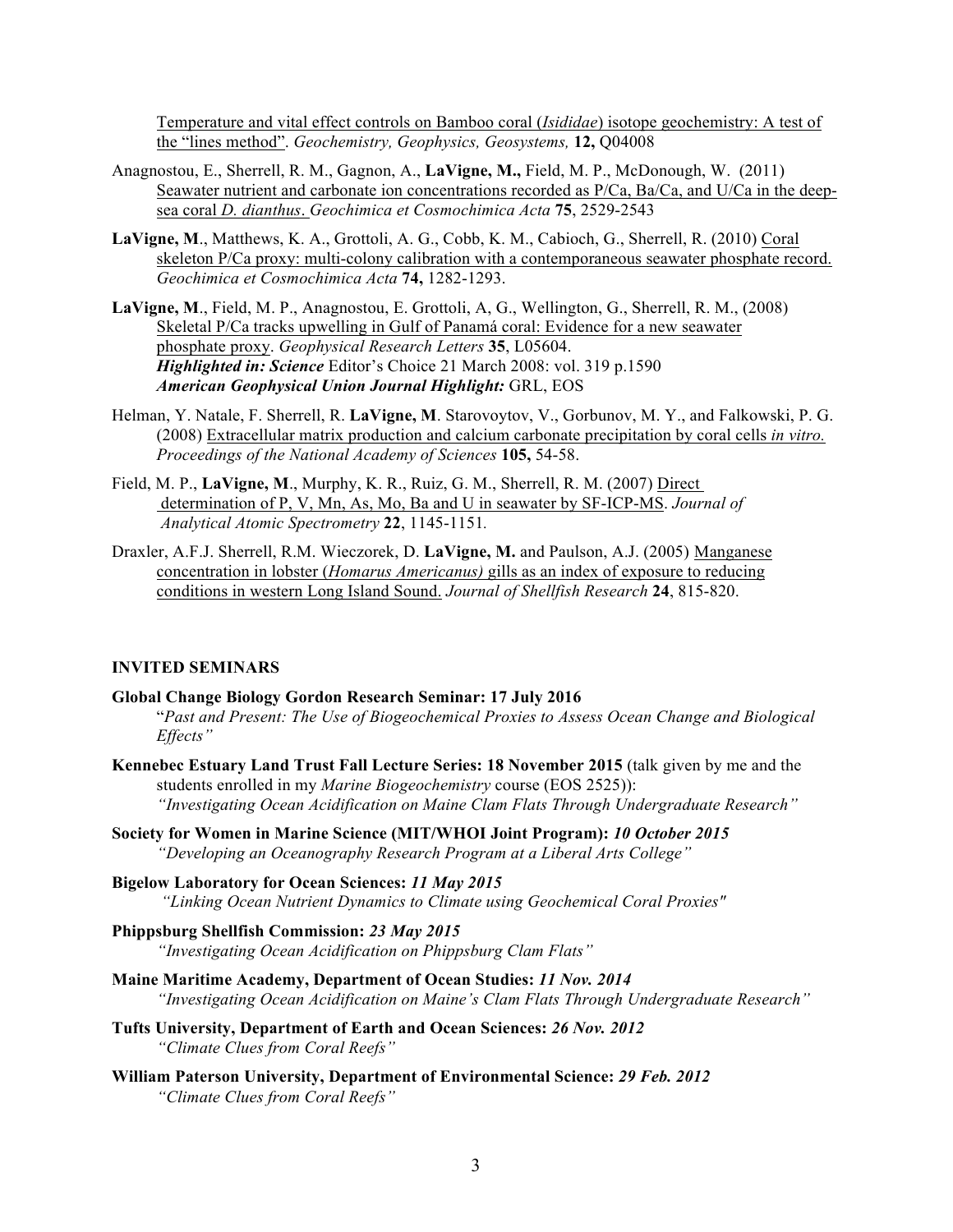Temperature and vital effect controls on Bamboo coral (*Isididae*) isotope geochemistry: A test of the "lines method". *Geochemistry, Geophysics, Geosystems,* **12,** Q04008

Anagnostou, E., Sherrell, R. M., Gagnon, A., **LaVigne, M.,** Field, M. P., McDonough, W. (2011) Seawater nutrient and carbonate ion concentrations recorded as P/Ca, Ba/Ca, and U/Ca in the deep-sea coral *D. dianthus*. *Geochimica et Cosmochimica Acta* **75**, 2529-2543

**LaVigne, M**., Matthews, K. A., Grottoli, A. G., Cobb, K. M., Cabioch, G., Sherrell, R. (2010) Coral skeleton P/Ca proxy: multi-colony calibration with a contemporaneous seawater phosphate record. *Geochimica et Cosmochimica Acta* **74,** 1282-1293.

**LaVigne, M**., Field, M. P., Anagnostou, E. Grottoli, A, G., Wellington, G., Sherrell, R. M., (2008) Skeletal P/Ca tracks upwelling in Gulf of Panamá coral: Evidence for a new seawater phosphate proxy. *Geophysical Research Letters* **35**, L05604.
***Highlighted in: Science*** Editor's Choice 21 March 2008: vol. 319 p.1590
***American Geophysical Union Journal Highlight:*** GRL, EOS

Helman, Y. Natale, F. Sherrell, R. **LaVigne, M**. Starovoytov, V., Gorbunov, M. Y., and Falkowski, P. G. (2008) Extracellular matrix production and calcium carbonate precipitation by coral cells *in vitro.* *Proceedings of the National Academy of Sciences* **105,** 54-58.

Field, M. P., **LaVigne, M**., Murphy, K. R., Ruiz, G. M., Sherrell, R. M. (2007) Direct determination of P, V, Mn, As, Mo, Ba and U in seawater by SF-ICP-MS. *Journal of Analytical Atomic Spectrometry* **22**, 1145-1151.

Draxler, A.F.J. Sherrell, R.M. Wieczorek, D. **LaVigne, M.** and Paulson, A.J. (2005) Manganese concentration in lobster (*Homarus Americanus)* gills as an index of exposure to reducing conditions in western Long Island Sound. *Journal of Shellfish Research* **24**, 815-820.

## INVITED SEMINARS

**Global Change Biology Gordon Research Seminar: 17 July 2016**
"*Past and Present: The Use of Biogeochemical Proxies to Assess Ocean Change and Biological Effects"*

**Kennebec Estuary Land Trust Fall Lecture Series: 18 November 2015** (talk given by me and the students enrolled in my *Marine Biogeochemistry* course (EOS 2525)):
*"Investigating Ocean Acidification on Maine Clam Flats Through Undergraduate Research"*

**Society for Women in Marine Science (MIT/WHOI Joint Program):** ***10 October 2015***
*"Developing an Oceanography Research Program at a Liberal Arts College"*

**Bigelow Laboratory for Ocean Sciences:** ***11 May 2015***
*"Linking Ocean Nutrient Dynamics to Climate using Geochemical Coral Proxies"*

**Phippsburg Shellfish Commission:** ***23 May 2015***
*"Investigating Ocean Acidification on Phippsburg Clam Flats"*

**Maine Maritime Academy, Department of Ocean Studies:** ***11 Nov. 2014***
*"Investigating Ocean Acidification on Maine's Clam Flats Through Undergraduate Research"*

**Tufts University, Department of Earth and Ocean Sciences:** ***26 Nov. 2012***
*"Climate Clues from Coral Reefs"*

**William Paterson University, Department of Environmental Science:** ***29 Feb. 2012***
*"Climate Clues from Coral Reefs"*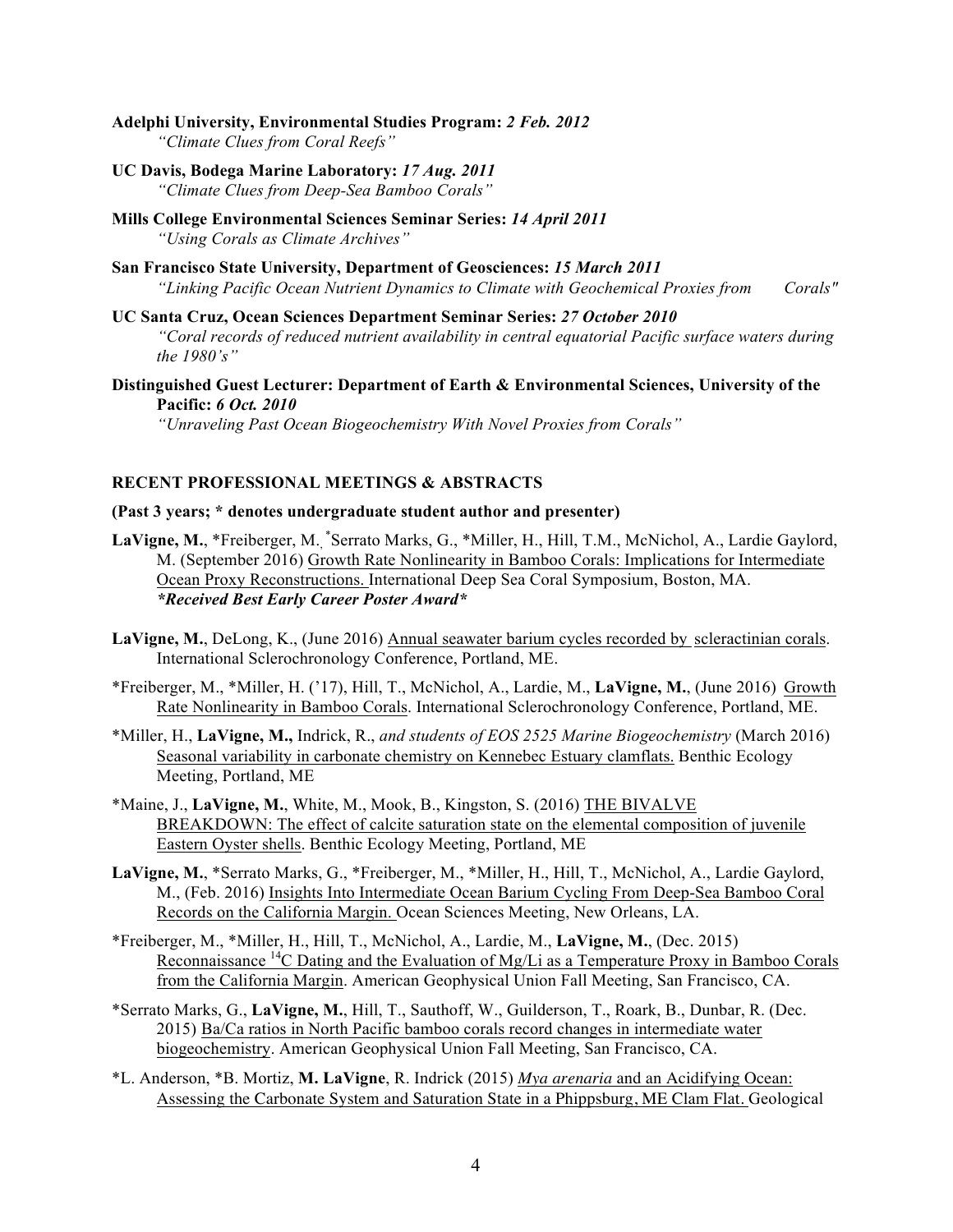**Adelphi University, Environmental Studies Program:** ***2 Feb. 2012***
*"Climate Clues from Coral Reefs"*

**UC Davis, Bodega Marine Laboratory:** ***17 Aug. 2011***
*"Climate Clues from Deep-Sea Bamboo Corals"*

**Mills College Environmental Sciences Seminar Series:** ***14 April 2011***
*"Using Corals as Climate Archives"*

**San Francisco State University, Department of Geosciences:** ***15 March 2011***
*"Linking Pacific Ocean Nutrient Dynamics to Climate with Geochemical Proxies from Corals"*

**UC Santa Cruz, Ocean Sciences Department Seminar Series:** ***27 October 2010***
*"Coral records of reduced nutrient availability in central equatorial Pacific surface waters during the 1980's"*

**Distinguished Guest Lecturer: Department of Earth & Environmental Sciences, University of the Pacific:** ***6 Oct. 2010***
*"Unraveling Past Ocean Biogeochemistry With Novel Proxies from Corals"*

## RECENT PROFESSIONAL MEETINGS & ABSTRACTS

**(Past 3 years; * denotes undergraduate student author and presenter)**

**LaVigne, M.**, *Freiberger, M., *Serrato Marks, G., *Miller, H., Hill, T.M., McNichol, A., Lardie Gaylord, M. (September 2016) Growth Rate Nonlinearity in Bamboo Corals: Implications for Intermediate Ocean Proxy Reconstructions. International Deep Sea Coral Symposium, Boston, MA. ***\*Received Best Early Career Poster Award\****

**LaVigne, M.**, DeLong, K., (June 2016) Annual seawater barium cycles recorded by scleractinian corals. International Sclerochronology Conference, Portland, ME.

*Freiberger, M., *Miller, H. ('17), Hill, T., McNichol, A., Lardie, M., **LaVigne, M.**, (June 2016) Growth Rate Nonlinearity in Bamboo Corals. International Sclerochronology Conference, Portland, ME.

*Miller, H., **LaVigne, M.,** Indrick, R., *and students of EOS 2525 Marine Biogeochemistry* (March 2016) Seasonal variability in carbonate chemistry on Kennebec Estuary clamflats. Benthic Ecology Meeting, Portland, ME

*Maine, J., **LaVigne, M.**, White, M., Mook, B., Kingston, S. (2016) THE BIVALVE BREAKDOWN: The effect of calcite saturation state on the elemental composition of juvenile Eastern Oyster shells. Benthic Ecology Meeting, Portland, ME

**LaVigne, M.**, *Serrato Marks, G., *Freiberger, M., *Miller, H., Hill, T., McNichol, A., Lardie Gaylord, M., (Feb. 2016) Insights Into Intermediate Ocean Barium Cycling From Deep-Sea Bamboo Coral Records on the California Margin. Ocean Sciences Meeting, New Orleans, LA.

*Freiberger, M., *Miller, H., Hill, T., McNichol, A., Lardie, M., **LaVigne, M.**, (Dec. 2015) Reconnaissance $^{14}C$ Dating and the Evaluation of Mg/Li as a Temperature Proxy in Bamboo Corals from the California Margin. American Geophysical Union Fall Meeting, San Francisco, CA.

*Serrato Marks, G., **LaVigne, M.**, Hill, T., Sauthoff, W., Guilderson, T., Roark, B., Dunbar, R. (Dec. 2015) Ba/Ca ratios in North Pacific bamboo corals record changes in intermediate water biogeochemistry. American Geophysical Union Fall Meeting, San Francisco, CA.

*L. Anderson, *B. Mortiz, **M. LaVigne**, R. Indrick (2015) *Mya arenaria* and an Acidifying Ocean: Assessing the Carbonate System and Saturation State in a Phippsburg, ME Clam Flat. Geological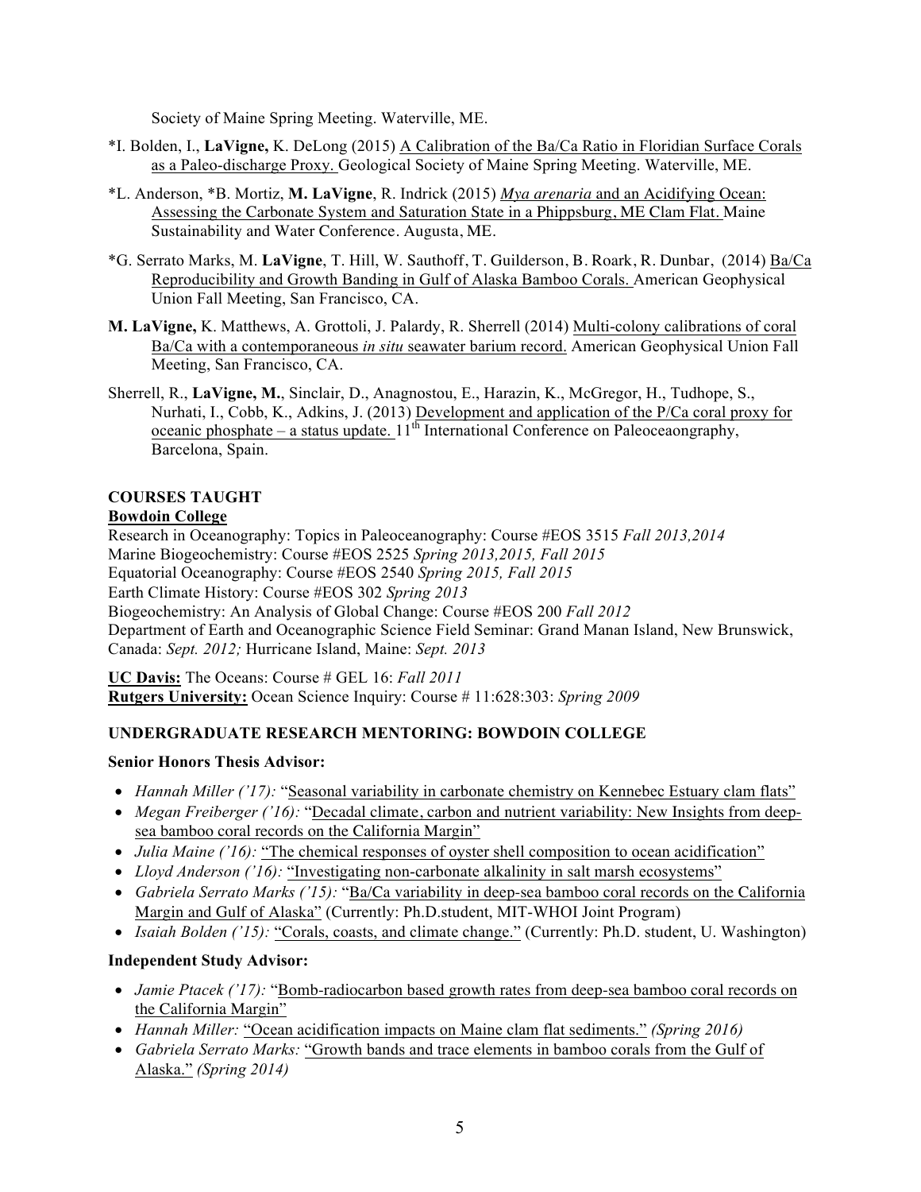Society of Maine Spring Meeting. Waterville, ME.

*I. Bolden, I., **LaVigne,** K. DeLong (2015) A Calibration of the Ba/Ca Ratio in Floridian Surface Corals as a Paleo-discharge Proxy. Geological Society of Maine Spring Meeting. Waterville, ME.

*L. Anderson, *B. Mortiz, **M. LaVigne**, R. Indrick (2015) *Mya arenaria* and an Acidifying Ocean: Assessing the Carbonate System and Saturation State in a Phippsburg, ME Clam Flat. Maine Sustainability and Water Conference. Augusta, ME.

*G. Serrato Marks, M. **LaVigne**, T. Hill, W. Sauthoff, T. Guilderson, B. Roark, R. Dunbar, (2014) Ba/Ca Reproducibility and Growth Banding in Gulf of Alaska Bamboo Corals. American Geophysical Union Fall Meeting, San Francisco, CA.

**M. LaVigne,** K. Matthews, A. Grottoli, J. Palardy, R. Sherrell (2014) Multi-colony calibrations of coral Ba/Ca with a contemporaneous *in situ* seawater barium record. American Geophysical Union Fall Meeting, San Francisco, CA.

Sherrell, R., **LaVigne, M.**, Sinclair, D., Anagnostou, E., Harazin, K., McGregor, H., Tudhope, S., Nurhati, I., Cobb, K., Adkins, J. (2013) Development and application of the P/Ca coral proxy for oceanic phosphate – a status update. 11th International Conference on Paleoceaongraphy, Barcelona, Spain.

## COURSES TAUGHT

**Bowdoin College**

Research in Oceanography: Topics in Paleoceanography: Course #EOS 3515 *Fall 2013,2014*
Marine Biogeochemistry: Course #EOS 2525 *Spring 2013,2015, Fall 2015*
Equatorial Oceanography: Course #EOS 2540 *Spring 2015, Fall 2015*
Earth Climate History: Course #EOS 302 *Spring 2013*
Biogeochemistry: An Analysis of Global Change: Course #EOS 200 *Fall 2012*
Department of Earth and Oceanographic Science Field Seminar: Grand Manan Island, New Brunswick, Canada: *Sept. 2012;* Hurricane Island, Maine: *Sept. 2013*

**UC Davis:** The Oceans: Course # GEL 16: *Fall 2011*
**Rutgers University:** Ocean Science Inquiry: Course # 11:628:303: *Spring 2009*

## UNDERGRADUATE RESEARCH MENTORING: BOWDOIN COLLEGE

**Senior Honors Thesis Advisor:**

- *Hannah Miller ('17):* "Seasonal variability in carbonate chemistry on Kennebec Estuary clam flats"
- *Megan Freiberger ('16):* "Decadal climate, carbon and nutrient variability: New Insights from deep-sea bamboo coral records on the California Margin"
- *Julia Maine ('16):* "The chemical responses of oyster shell composition to ocean acidification"
- *Lloyd Anderson ('16):* "Investigating non-carbonate alkalinity in salt marsh ecosystems"
- *Gabriela Serrato Marks ('15):* "Ba/Ca variability in deep-sea bamboo coral records on the California Margin and Gulf of Alaska" (Currently: Ph.D.student, MIT-WHOI Joint Program)
- *Isaiah Bolden ('15):* "Corals, coasts, and climate change." (Currently: Ph.D. student, U. Washington)

**Independent Study Advisor:**

- *Jamie Ptacek ('17):* "Bomb-radiocarbon based growth rates from deep-sea bamboo coral records on the California Margin"
- *Hannah Miller:* "Ocean acidification impacts on Maine clam flat sediments." *(Spring 2016)*
- *Gabriela Serrato Marks:* "Growth bands and trace elements in bamboo corals from the Gulf of Alaska." *(Spring 2014)*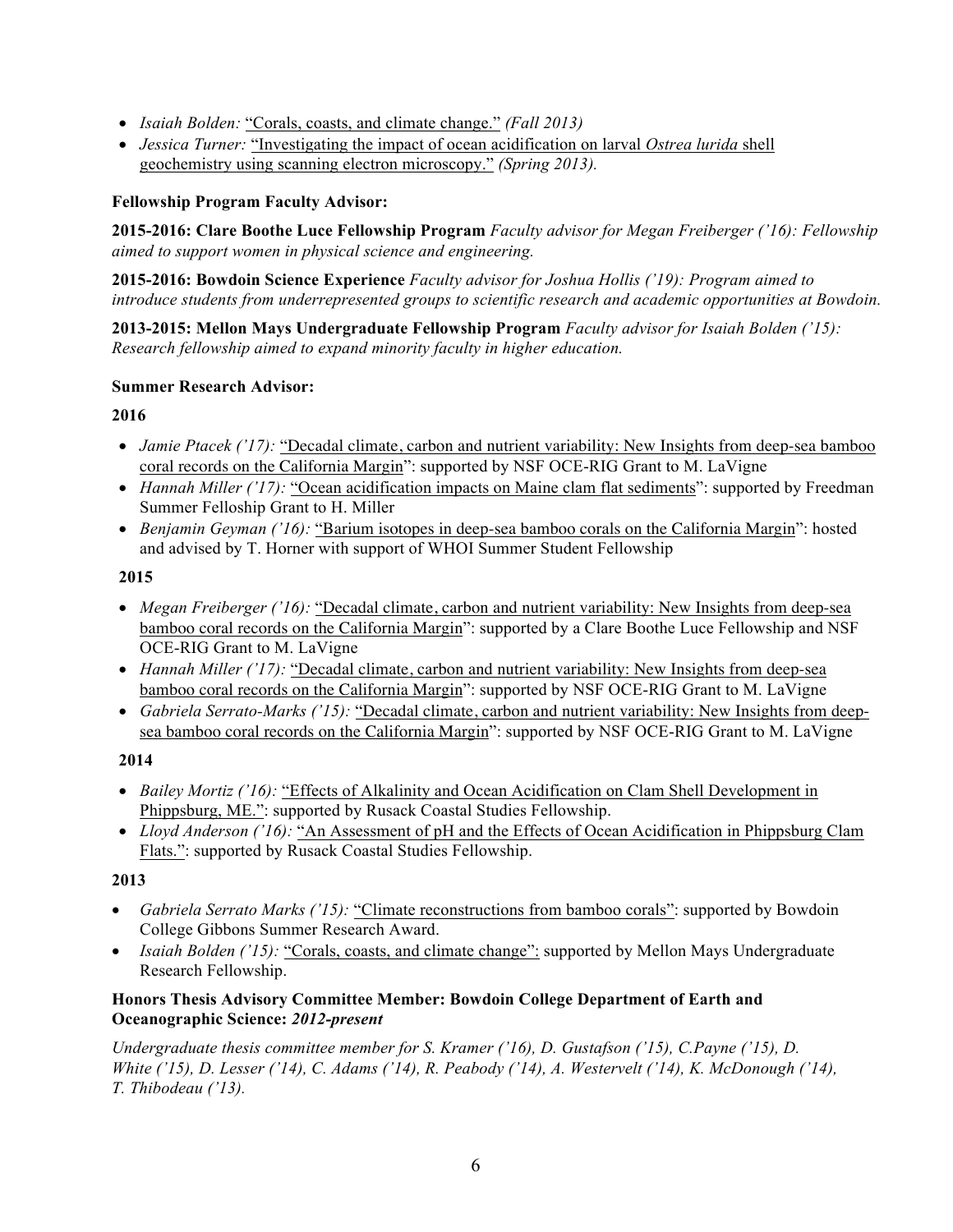- *Isaiah Bolden:* "Corals, coasts, and climate change." *(Fall 2013)*
- *Jessica Turner:* "Investigating the impact of ocean acidification on larval *Ostrea lurida* shell geochemistry using scanning electron microscopy." *(Spring 2013).*

**Fellowship Program Faculty Advisor:**

**2015-2016: Clare Boothe Luce Fellowship Program** *Faculty advisor for Megan Freiberger ('16): Fellowship aimed to support women in physical science and engineering.*

**2015-2016: Bowdoin Science Experience** *Faculty advisor for Joshua Hollis ('19): Program aimed to introduce students from underrepresented groups to scientific research and academic opportunities at Bowdoin.*

**2013-2015: Mellon Mays Undergraduate Fellowship Program** *Faculty advisor for Isaiah Bolden ('15): Research fellowship aimed to expand minority faculty in higher education.*

**Summer Research Advisor:**

**2016**

- *Jamie Ptacek ('17):* "Decadal climate, carbon and nutrient variability: New Insights from deep-sea bamboo coral records on the California Margin": supported by NSF OCE-RIG Grant to M. LaVigne
- *Hannah Miller ('17):* "Ocean acidification impacts on Maine clam flat sediments": supported by Freedman Summer Felloship Grant to H. Miller
- *Benjamin Geyman ('16):* "Barium isotopes in deep-sea bamboo corals on the California Margin": hosted and advised by T. Horner with support of WHOI Summer Student Fellowship

**2015**

- *Megan Freiberger ('16):* "Decadal climate, carbon and nutrient variability: New Insights from deep-sea bamboo coral records on the California Margin": supported by a Clare Boothe Luce Fellowship and NSF OCE-RIG Grant to M. LaVigne
- *Hannah Miller ('17):* "Decadal climate, carbon and nutrient variability: New Insights from deep-sea bamboo coral records on the California Margin": supported by NSF OCE-RIG Grant to M. LaVigne
- *Gabriela Serrato-Marks ('15):* "Decadal climate, carbon and nutrient variability: New Insights from deep-sea bamboo coral records on the California Margin": supported by NSF OCE-RIG Grant to M. LaVigne

**2014**

- *Bailey Mortiz ('16):* "Effects of Alkalinity and Ocean Acidification on Clam Shell Development in Phippsburg, ME.": supported by Rusack Coastal Studies Fellowship.
- *Lloyd Anderson ('16):* "An Assessment of pH and the Effects of Ocean Acidification in Phippsburg Clam Flats.": supported by Rusack Coastal Studies Fellowship.

**2013**

- *Gabriela Serrato Marks ('15):* "Climate reconstructions from bamboo corals": supported by Bowdoin College Gibbons Summer Research Award.
- *Isaiah Bolden ('15):* "Corals, coasts, and climate change": supported by Mellon Mays Undergraduate Research Fellowship.

**Honors Thesis Advisory Committee Member: Bowdoin College Department of Earth and Oceanographic Science:** ***2012-present***

*Undergraduate thesis committee member for S. Kramer ('16), D. Gustafson ('15), C.Payne ('15), D. White ('15), D. Lesser ('14), C. Adams ('14), R. Peabody ('14), A. Westervelt ('14), K. McDonough ('14), T. Thibodeau ('13).*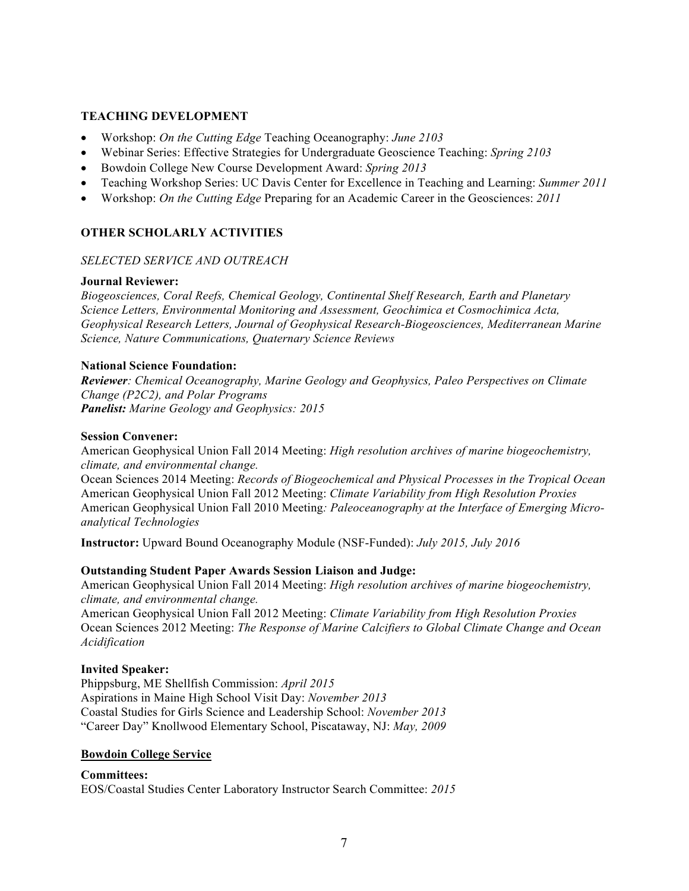## TEACHING DEVELOPMENT

- Workshop: *On the Cutting Edge* Teaching Oceanography: *June 2103*
- Webinar Series: Effective Strategies for Undergraduate Geoscience Teaching: *Spring 2103*
- Bowdoin College New Course Development Award: *Spring 2013*
- Teaching Workshop Series: UC Davis Center for Excellence in Teaching and Learning: *Summer 2011*
- Workshop: *On the Cutting Edge* Preparing for an Academic Career in the Geosciences: *2011*

## OTHER SCHOLARLY ACTIVITIES

*SELECTED SERVICE AND OUTREACH*

**Journal Reviewer:**
*Biogeosciences, Coral Reefs, Chemical Geology, Continental Shelf Research, Earth and Planetary Science Letters, Environmental Monitoring and Assessment, Geochimica et Cosmochimica Acta, Geophysical Research Letters, Journal of Geophysical Research-Biogeosciences, Mediterranean Marine Science, Nature Communications, Quaternary Science Reviews*

**National Science Foundation:**
***Reviewer****: Chemical Oceanography, Marine Geology and Geophysics, Paleo Perspectives on Climate Change (P2C2), and Polar Programs*
***Panelist:*** *Marine Geology and Geophysics: 2015*

**Session Convener:**
American Geophysical Union Fall 2014 Meeting: *High resolution archives of marine biogeochemistry, climate, and environmental change.*
Ocean Sciences 2014 Meeting: *Records of Biogeochemical and Physical Processes in the Tropical Ocean*
American Geophysical Union Fall 2012 Meeting: *Climate Variability from High Resolution Proxies*
American Geophysical Union Fall 2010 Meeting*: Paleoceanography at the Interface of Emerging Micro-analytical Technologies*

**Instructor:** Upward Bound Oceanography Module (NSF-Funded): *July 2015, July 2016*

**Outstanding Student Paper Awards Session Liaison and Judge:**
American Geophysical Union Fall 2014 Meeting: *High resolution archives of marine biogeochemistry, climate, and environmental change.*
American Geophysical Union Fall 2012 Meeting: *Climate Variability from High Resolution Proxies*
Ocean Sciences 2012 Meeting: *The Response of Marine Calcifiers to Global Climate Change and Ocean Acidification*

**Invited Speaker:**
Phippsburg, ME Shellfish Commission: *April 2015*
Aspirations in Maine High School Visit Day: *November 2013*
Coastal Studies for Girls Science and Leadership School: *November 2013*
"Career Day" Knollwood Elementary School, Piscataway, NJ: *May, 2009*

**<u>Bowdoin College Service</u>**

**Committees:**
EOS/Coastal Studies Center Laboratory Instructor Search Committee: *2015*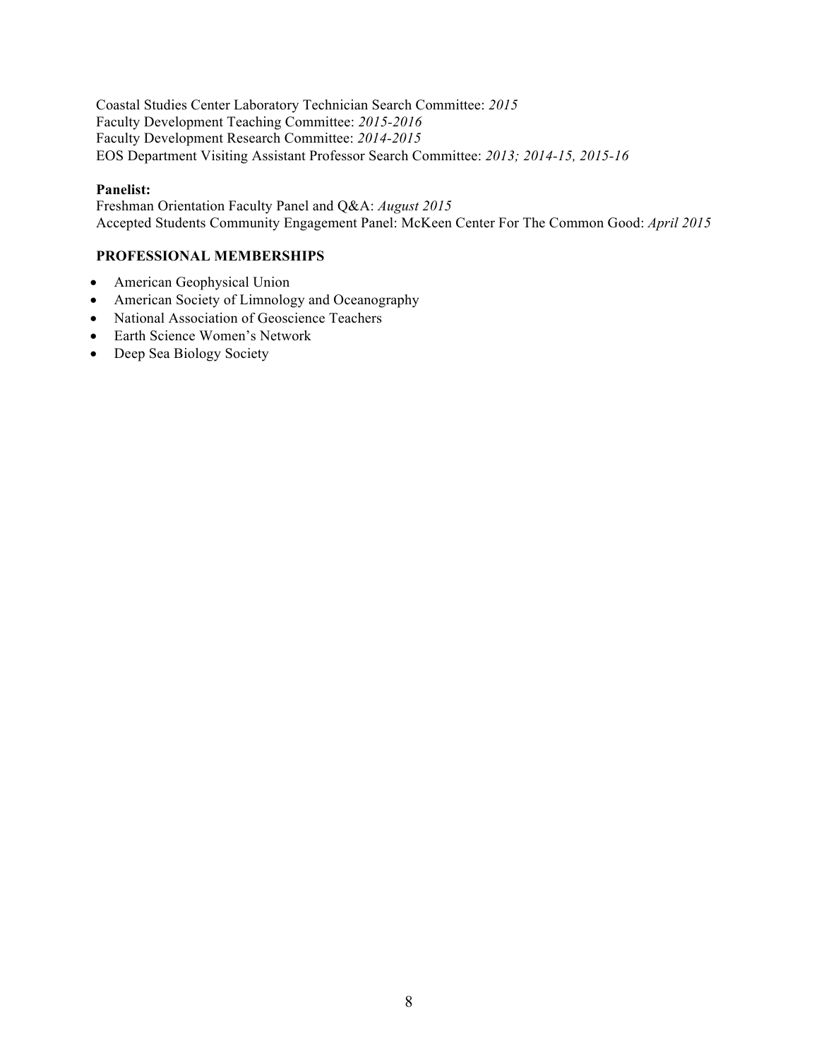Coastal Studies Center Laboratory Technician Search Committee: *2015*
Faculty Development Teaching Committee: *2015-2016*
Faculty Development Research Committee: *2014-2015*
EOS Department Visiting Assistant Professor Search Committee: *2013; 2014-15, 2015-16*

**Panelist:**
Freshman Orientation Faculty Panel and Q&A: *August 2015*
Accepted Students Community Engagement Panel: McKeen Center For The Common Good: *April 2015*

**PROFESSIONAL MEMBERSHIPS**

- American Geophysical Union
- American Society of Limnology and Oceanography
- National Association of Geoscience Teachers
- Earth Science Women's Network
- Deep Sea Biology Society